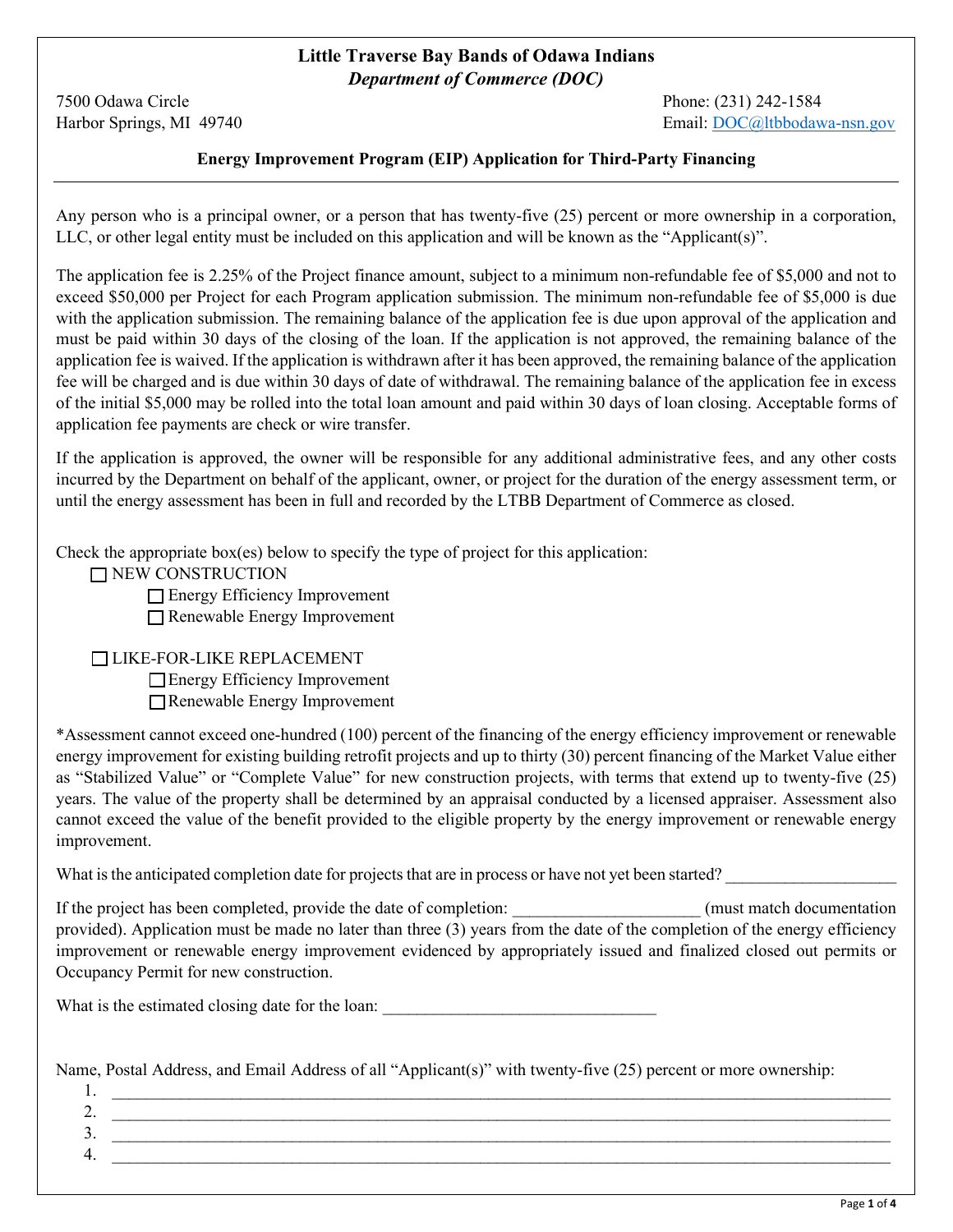# Little Traverse Bay Bands of Odawa Indians

*Department of Commerce (DOC)*

7500 Odawa Circle
Harbor Springs, MI 49740

Phone: (231) 242-1584
Email: DOC@ltbbodawa-nsn.gov

## Energy Improvement Program (EIP) Application for Third-Party Financing

Any person who is a principal owner, or a person that has twenty-five (25) percent or more ownership in a corporation, LLC, or other legal entity must be included on this application and will be known as the "Applicant(s)".

The application fee is 2.25% of the Project finance amount, subject to a minimum non-refundable fee of $5,000 and not to exceed $50,000 per Project for each Program application submission. The minimum non-refundable fee of $5,000 is due with the application submission. The remaining balance of the application fee is due upon approval of the application and must be paid within 30 days of the closing of the loan. If the application is not approved, the remaining balance of the application fee is waived. If the application is withdrawn after it has been approved, the remaining balance of the application fee will be charged and is due within 30 days of date of withdrawal. The remaining balance of the application fee in excess of the initial $5,000 may be rolled into the total loan amount and paid within 30 days of loan closing. Acceptable forms of application fee payments are check or wire transfer.

If the application is approved, the owner will be responsible for any additional administrative fees, and any other costs incurred by the Department on behalf of the applicant, owner, or project for the duration of the energy assessment term, or until the energy assessment has been in full and recorded by the LTBB Department of Commerce as closed.

Check the appropriate box(es) below to specify the type of project for this application:

- ☐ NEW CONSTRUCTION
  - ☐ Energy Efficiency Improvement
  - ☐ Renewable Energy Improvement
- ☐ LIKE-FOR-LIKE REPLACEMENT
  - ☐ Energy Efficiency Improvement
  - ☐ Renewable Energy Improvement

*Assessment cannot exceed one-hundred (100) percent of the financing of the energy efficiency improvement or renewable energy improvement for existing building retrofit projects and up to thirty (30) percent financing of the Market Value either as "Stabilized Value" or "Complete Value" for new construction projects, with terms that extend up to twenty-five (25) years. The value of the property shall be determined by an appraisal conducted by a licensed appraiser. Assessment also cannot exceed the value of the benefit provided to the eligible property by the energy improvement or renewable energy improvement.

What is the anticipated completion date for projects that are in process or have not yet been started? ___________________

If the project has been completed, provide the date of completion: _____________________ (must match documentation provided). Application must be made no later than three (3) years from the date of the completion of the energy efficiency improvement or renewable energy improvement evidenced by appropriately issued and finalized closed out permits or Occupancy Permit for new construction.

What is the estimated closing date for the loan: _______________________________

Name, Postal Address, and Email Address of all "Applicant(s)" with twenty-five (25) percent or more ownership:

1. ______________________________________________________________________________
2. ______________________________________________________________________________
3. ______________________________________________________________________________
4. ______________________________________________________________________________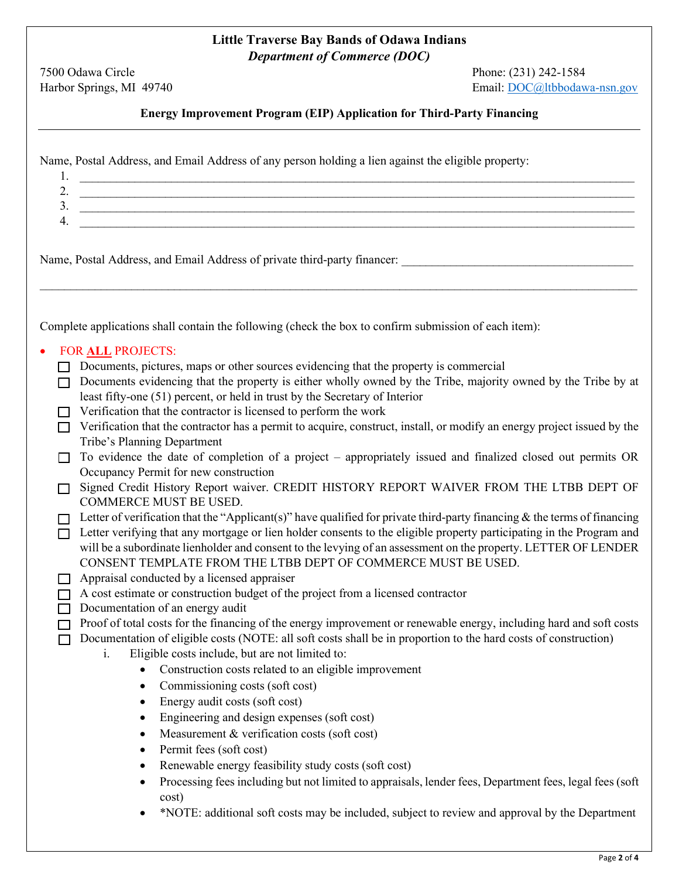**Little Traverse Bay Bands of Odawa Indians**
***Department of Commerce (DOC)***

7500 Odawa Circle
Harbor Springs, MI 49740

Phone: (231) 242-1584
Email: DOC@ltbbodawa-nsn.gov

**Energy Improvement Program (EIP) Application for Third-Party Financing**

---

Name, Postal Address, and Email Address of any person holding a lien against the eligible property:

1. ____________________________________________________________
2. ____________________________________________________________
3. ____________________________________________________________
4. ____________________________________________________________

Name, Postal Address, and Email Address of private third-party financer: ______________________________

____________________________________________________________________________

Complete applications shall contain the following (check the box to confirm submission of each item):

- FOR **ALL** PROJECTS:
  - ☐ Documents, pictures, maps or other sources evidencing that the property is commercial
  - ☐ Documents evidencing that the property is either wholly owned by the Tribe, majority owned by the Tribe by at least fifty-one (51) percent, or held in trust by the Secretary of Interior
  - ☐ Verification that the contractor is licensed to perform the work
  - ☐ Verification that the contractor has a permit to acquire, construct, install, or modify an energy project issued by the Tribe's Planning Department
  - ☐ To evidence the date of completion of a project – appropriately issued and finalized closed out permits OR Occupancy Permit for new construction
  - ☐ Signed Credit History Report waiver. CREDIT HISTORY REPORT WAIVER FROM THE LTBB DEPT OF COMMERCE MUST BE USED.
  - ☐ Letter of verification that the "Applicant(s)" have qualified for private third-party financing & the terms of financing
  - ☐ Letter verifying that any mortgage or lien holder consents to the eligible property participating in the Program and will be a subordinate lienholder and consent to the levying of an assessment on the property. LETTER OF LENDER CONSENT TEMPLATE FROM THE LTBB DEPT OF COMMERCE MUST BE USED.
  - ☐ Appraisal conducted by a licensed appraiser
  - ☐ A cost estimate or construction budget of the project from a licensed contractor
  - ☐ Documentation of an energy audit
  - ☐ Proof of total costs for the financing of the energy improvement or renewable energy, including hard and soft costs
  - ☐ Documentation of eligible costs (NOTE: all soft costs shall be in proportion to the hard costs of construction)
    1. Eligible costs include, but are not limited to:
       - Construction costs related to an eligible improvement
       - Commissioning costs (soft cost)
       - Energy audit costs (soft cost)
       - Engineering and design expenses (soft cost)
       - Measurement & verification costs (soft cost)
       - Permit fees (soft cost)
       - Renewable energy feasibility study costs (soft cost)
       - Processing fees including but not limited to appraisals, lender fees, Department fees, legal fees (soft cost)
       - *NOTE: additional soft costs may be included, subject to review and approval by the Department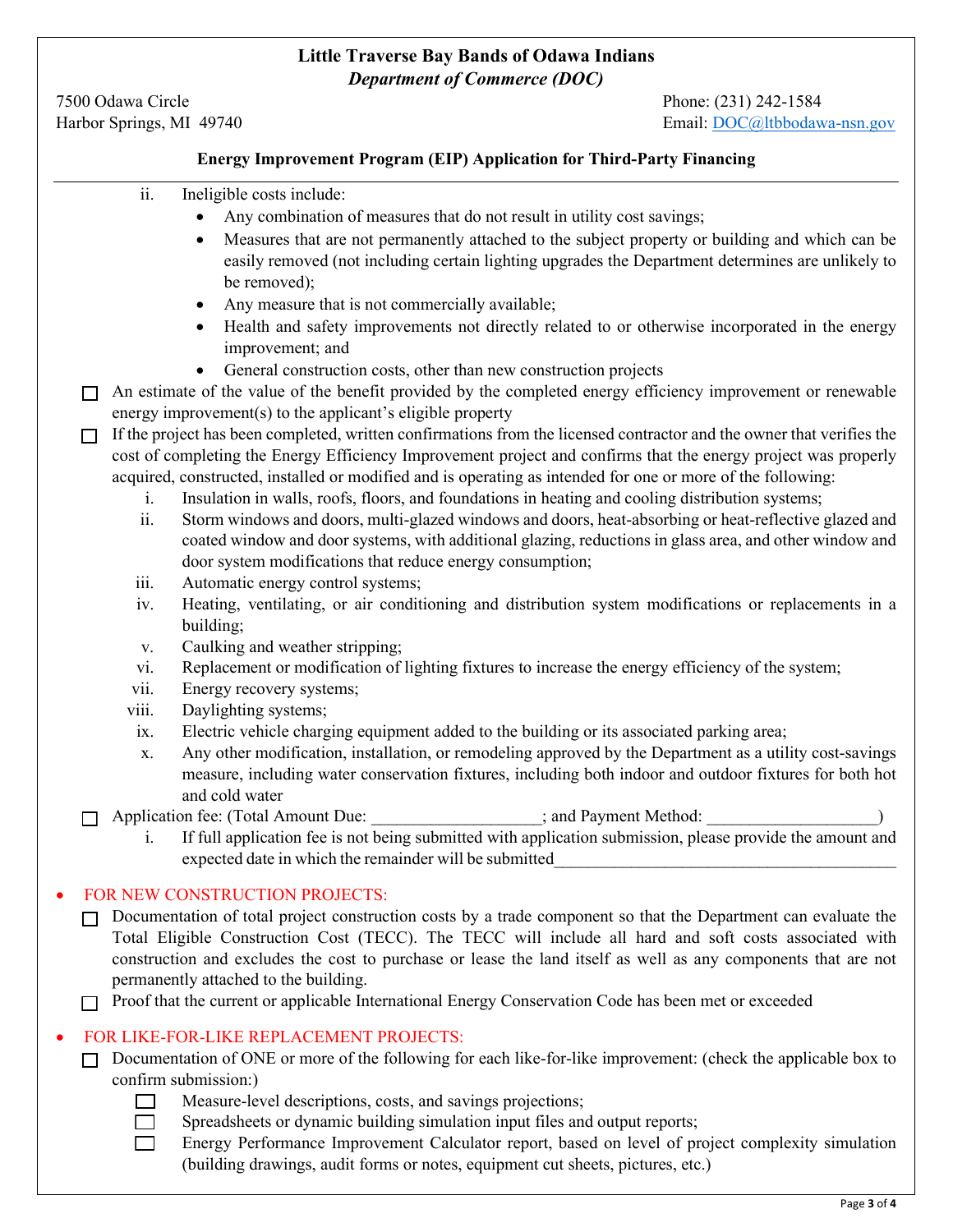**Little Traverse Bay Bands of Odawa Indians**
***Department of Commerce (DOC)***

7500 Odawa Circle
Harbor Springs, MI 49740

Phone: (231) 242-1584
Email: DOC@ltbbodawa-nsn.gov

**Energy Improvement Program (EIP) Application for Third-Party Financing**

---

ii. Ineligible costs include:
- Any combination of measures that do not result in utility cost savings;
- Measures that are not permanently attached to the subject property or building and which can be easily removed (not including certain lighting upgrades the Department determines are unlikely to be removed);
- Any measure that is not commercially available;
- Health and safety improvements not directly related to or otherwise incorporated in the energy improvement; and
- General construction costs, other than new construction projects

☐ An estimate of the value of the benefit provided by the completed energy efficiency improvement or renewable energy improvement(s) to the applicant's eligible property

☐ If the project has been completed, written confirmations from the licensed contractor and the owner that verifies the cost of completing the Energy Efficiency Improvement project and confirms that the energy project was properly acquired, constructed, installed or modified and is operating as intended for one or more of the following:

i. Insulation in walls, roofs, floors, and foundations in heating and cooling distribution systems;
ii. Storm windows and doors, multi-glazed windows and doors, heat-absorbing or heat-reflective glazed and coated window and door systems, with additional glazing, reductions in glass area, and other window and door system modifications that reduce energy consumption;
iii. Automatic energy control systems;
iv. Heating, ventilating, or air conditioning and distribution system modifications or replacements in a building;
v. Caulking and weather stripping;
vi. Replacement or modification of lighting fixtures to increase the energy efficiency of the system;
vii. Energy recovery systems;
viii. Daylighting systems;
ix. Electric vehicle charging equipment added to the building or its associated parking area;
x. Any other modification, installation, or remodeling approved by the Department as a utility cost-savings measure, including water conservation fixtures, including both indoor and outdoor fixtures for both hot and cold water

☐ Application fee: (Total Amount Due: ___________________; and Payment Method: ___________________)

i. If full application fee is not being submitted with application submission, please provide the amount and expected date in which the remainder will be submitted________________________________________

- FOR NEW CONSTRUCTION PROJECTS:

☐ Documentation of total project construction costs by a trade component so that the Department can evaluate the Total Eligible Construction Cost (TECC). The TECC will include all hard and soft costs associated with construction and excludes the cost to purchase or lease the land itself as well as any components that are not permanently attached to the building.

☐ Proof that the current or applicable International Energy Conservation Code has been met or exceeded

- FOR LIKE-FOR-LIKE REPLACEMENT PROJECTS:

☐ Documentation of ONE or more of the following for each like-for-like improvement: (check the applicable box to confirm submission:)

☐ Measure-level descriptions, costs, and savings projections;
☐ Spreadsheets or dynamic building simulation input files and output reports;
☐ Energy Performance Improvement Calculator report, based on level of project complexity simulation (building drawings, audit forms or notes, equipment cut sheets, pictures, etc.)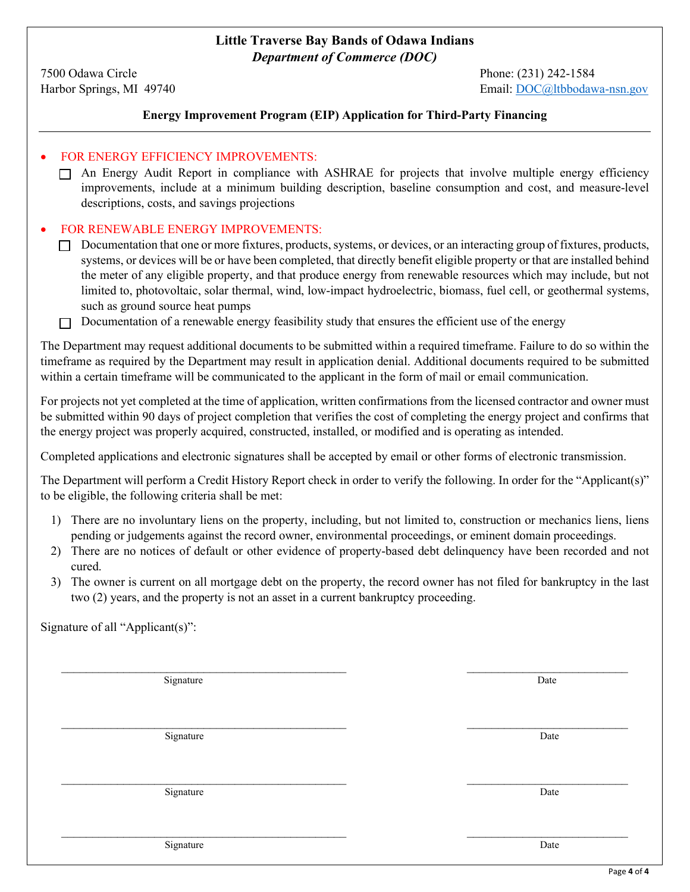**Little Traverse Bay Bands of Odawa Indians**
***Department of Commerce (DOC)***

7500 Odawa Circle
Harbor Springs, MI 49740

Phone: (231) 242-1584
Email: DOC@ltbbodawa-nsn.gov

**Energy Improvement Program (EIP) Application for Third-Party Financing**

---

- FOR ENERGY EFFICIENCY IMPROVEMENTS:
  - ☐ An Energy Audit Report in compliance with ASHRAE for projects that involve multiple energy efficiency improvements, include at a minimum building description, baseline consumption and cost, and measure-level descriptions, costs, and savings projections
- FOR RENEWABLE ENERGY IMPROVEMENTS:
  - ☐ Documentation that one or more fixtures, products, systems, or devices, or an interacting group of fixtures, products, systems, or devices will be or have been completed, that directly benefit eligible property or that are installed behind the meter of any eligible property, and that produce energy from renewable resources which may include, but not limited to, photovoltaic, solar thermal, wind, low-impact hydroelectric, biomass, fuel cell, or geothermal systems, such as ground source heat pumps
  - ☐ Documentation of a renewable energy feasibility study that ensures the efficient use of the energy

The Department may request additional documents to be submitted within a required timeframe. Failure to do so within the timeframe as required by the Department may result in application denial. Additional documents required to be submitted within a certain timeframe will be communicated to the applicant in the form of mail or email communication.

For projects not yet completed at the time of application, written confirmations from the licensed contractor and owner must be submitted within 90 days of project completion that verifies the cost of completing the energy project and confirms that the energy project was properly acquired, constructed, installed, or modified and is operating as intended.

Completed applications and electronic signatures shall be accepted by email or other forms of electronic transmission.

The Department will perform a Credit History Report check in order to verify the following. In order for the "Applicant(s)" to be eligible, the following criteria shall be met:

1) There are no involuntary liens on the property, including, but not limited to, construction or mechanics liens, liens pending or judgements against the record owner, environmental proceedings, or eminent domain proceedings.
2) There are no notices of default or other evidence of property-based debt delinquency have been recorded and not cured.
3) The owner is current on all mortgage debt on the property, the record owner has not filed for bankruptcy in the last two (2) years, and the property is not an asset in a current bankruptcy proceeding.

Signature of all "Applicant(s)":

\_\_\_\_\_\_\_\_\_\_\_\_\_\_\_\_\_\_\_\_\_\_\_\_\_\_\_\_\_\_\_\_\_\_\_\_\_\_ Signature &nbsp;&nbsp;&nbsp;&nbsp; \_\_\_\_\_\_\_\_\_\_\_\_\_\_\_\_\_\_\_\_ Date

\_\_\_\_\_\_\_\_\_\_\_\_\_\_\_\_\_\_\_\_\_\_\_\_\_\_\_\_\_\_\_\_\_\_\_\_\_\_ Signature &nbsp;&nbsp;&nbsp;&nbsp; \_\_\_\_\_\_\_\_\_\_\_\_\_\_\_\_\_\_\_\_ Date

\_\_\_\_\_\_\_\_\_\_\_\_\_\_\_\_\_\_\_\_\_\_\_\_\_\_\_\_\_\_\_\_\_\_\_\_\_\_ Signature &nbsp;&nbsp;&nbsp;&nbsp; \_\_\_\_\_\_\_\_\_\_\_\_\_\_\_\_\_\_\_\_ Date

\_\_\_\_\_\_\_\_\_\_\_\_\_\_\_\_\_\_\_\_\_\_\_\_\_\_\_\_\_\_\_\_\_\_\_\_\_\_ Signature &nbsp;&nbsp;&nbsp;&nbsp; \_\_\_\_\_\_\_\_\_\_\_\_\_\_\_\_\_\_\_\_ Date